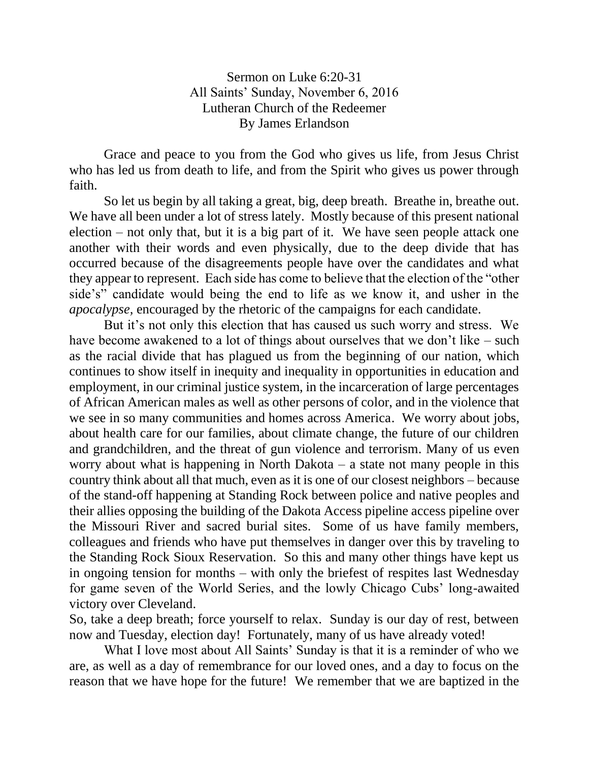Sermon on Luke 6:20-31
All Saints' Sunday, November 6, 2016
Lutheran Church of the Redeemer
By James Erlandson

Grace and peace to you from the God who gives us life, from Jesus Christ who has led us from death to life, and from the Spirit who gives us power through faith.

So let us begin by all taking a great, big, deep breath. Breathe in, breathe out. We have all been under a lot of stress lately. Mostly because of this present national election – not only that, but it is a big part of it. We have seen people attack one another with their words and even physically, due to the deep divide that has occurred because of the disagreements people have over the candidates and what they appear to represent. Each side has come to believe that the election of the "other side's" candidate would being the end to life as we know it, and usher in the *apocalypse,* encouraged by the rhetoric of the campaigns for each candidate.

But it's not only this election that has caused us such worry and stress. We have become awakened to a lot of things about ourselves that we don't like – such as the racial divide that has plagued us from the beginning of our nation, which continues to show itself in inequity and inequality in opportunities in education and employment, in our criminal justice system, in the incarceration of large percentages of African American males as well as other persons of color, and in the violence that we see in so many communities and homes across America. We worry about jobs, about health care for our families, about climate change, the future of our children and grandchildren, and the threat of gun violence and terrorism. Many of us even worry about what is happening in North Dakota – a state not many people in this country think about all that much, even as it is one of our closest neighbors – because of the stand-off happening at Standing Rock between police and native peoples and their allies opposing the building of the Dakota Access pipeline access pipeline over the Missouri River and sacred burial sites. Some of us have family members, colleagues and friends who have put themselves in danger over this by traveling to the Standing Rock Sioux Reservation. So this and many other things have kept us in ongoing tension for months – with only the briefest of respites last Wednesday for game seven of the World Series, and the lowly Chicago Cubs' long-awaited victory over Cleveland.

So, take a deep breath; force yourself to relax. Sunday is our day of rest, between now and Tuesday, election day! Fortunately, many of us have already voted!

What I love most about All Saints' Sunday is that it is a reminder of who we are, as well as a day of remembrance for our loved ones, and a day to focus on the reason that we have hope for the future! We remember that we are baptized in the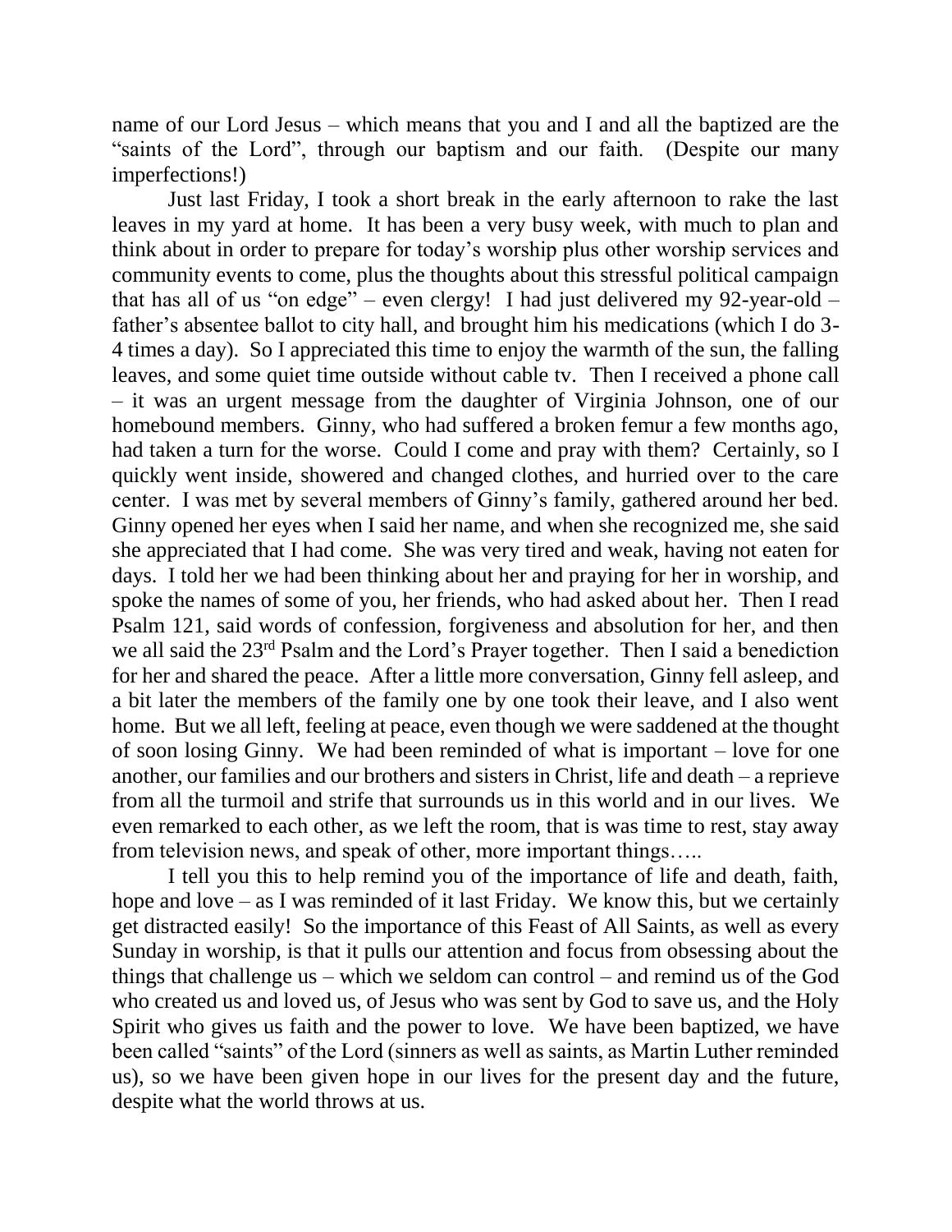name of our Lord Jesus – which means that you and I and all the baptized are the "saints of the Lord", through our baptism and our faith. (Despite our many imperfections!)

Just last Friday, I took a short break in the early afternoon to rake the last leaves in my yard at home. It has been a very busy week, with much to plan and think about in order to prepare for today's worship plus other worship services and community events to come, plus the thoughts about this stressful political campaign that has all of us "on edge" – even clergy! I had just delivered my 92-year-old – father's absentee ballot to city hall, and brought him his medications (which I do 3-4 times a day). So I appreciated this time to enjoy the warmth of the sun, the falling leaves, and some quiet time outside without cable tv. Then I received a phone call – it was an urgent message from the daughter of Virginia Johnson, one of our homebound members. Ginny, who had suffered a broken femur a few months ago, had taken a turn for the worse. Could I come and pray with them? Certainly, so I quickly went inside, showered and changed clothes, and hurried over to the care center. I was met by several members of Ginny's family, gathered around her bed. Ginny opened her eyes when I said her name, and when she recognized me, she said she appreciated that I had come. She was very tired and weak, having not eaten for days. I told her we had been thinking about her and praying for her in worship, and spoke the names of some of you, her friends, who had asked about her. Then I read Psalm 121, said words of confession, forgiveness and absolution for her, and then we all said the 23rd Psalm and the Lord's Prayer together. Then I said a benediction for her and shared the peace. After a little more conversation, Ginny fell asleep, and a bit later the members of the family one by one took their leave, and I also went home. But we all left, feeling at peace, even though we were saddened at the thought of soon losing Ginny. We had been reminded of what is important – love for one another, our families and our brothers and sisters in Christ, life and death – a reprieve from all the turmoil and strife that surrounds us in this world and in our lives. We even remarked to each other, as we left the room, that is was time to rest, stay away from television news, and speak of other, more important things…..

I tell you this to help remind you of the importance of life and death, faith, hope and love – as I was reminded of it last Friday. We know this, but we certainly get distracted easily! So the importance of this Feast of All Saints, as well as every Sunday in worship, is that it pulls our attention and focus from obsessing about the things that challenge us – which we seldom can control – and remind us of the God who created us and loved us, of Jesus who was sent by God to save us, and the Holy Spirit who gives us faith and the power to love. We have been baptized, we have been called "saints" of the Lord (sinners as well as saints, as Martin Luther reminded us), so we have been given hope in our lives for the present day and the future, despite what the world throws at us.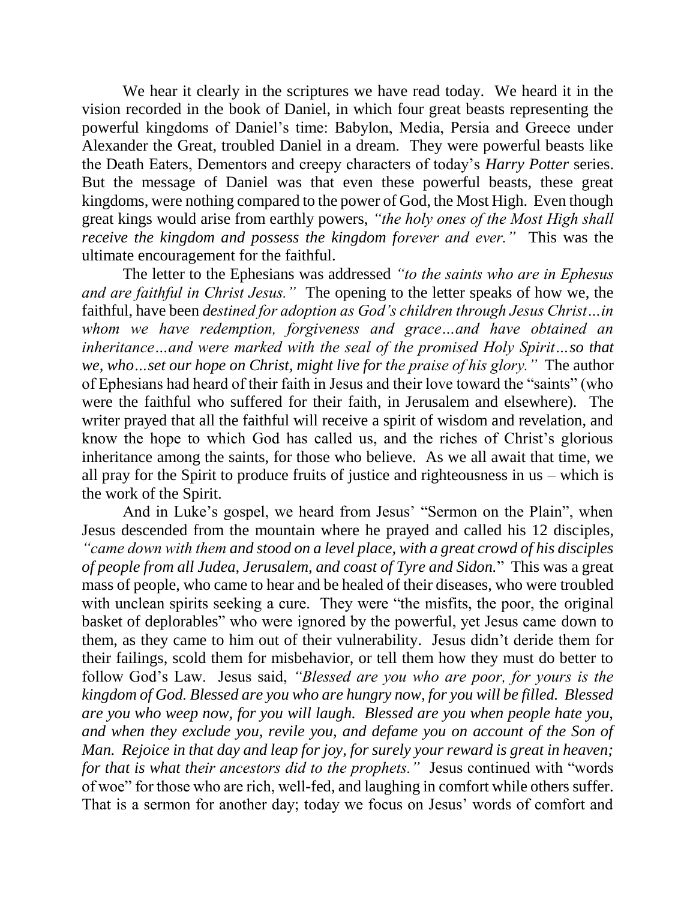We hear it clearly in the scriptures we have read today. We heard it in the vision recorded in the book of Daniel, in which four great beasts representing the powerful kingdoms of Daniel's time: Babylon, Media, Persia and Greece under Alexander the Great, troubled Daniel in a dream. They were powerful beasts like the Death Eaters, Dementors and creepy characters of today's *Harry Potter* series. But the message of Daniel was that even these powerful beasts, these great kingdoms, were nothing compared to the power of God, the Most High. Even though great kings would arise from earthly powers, *"the holy ones of the Most High shall receive the kingdom and possess the kingdom forever and ever."* This was the ultimate encouragement for the faithful.

The letter to the Ephesians was addressed *"to the saints who are in Ephesus and are faithful in Christ Jesus."* The opening to the letter speaks of how we, the faithful, have been *destined for adoption as God's children through Jesus Christ…in whom we have redemption, forgiveness and grace…and have obtained an inheritance…and were marked with the seal of the promised Holy Spirit…so that we, who…set our hope on Christ, might live for the praise of his glory."* The author of Ephesians had heard of their faith in Jesus and their love toward the "saints" (who were the faithful who suffered for their faith, in Jerusalem and elsewhere). The writer prayed that all the faithful will receive a spirit of wisdom and revelation, and know the hope to which God has called us, and the riches of Christ's glorious inheritance among the saints, for those who believe. As we all await that time, we all pray for the Spirit to produce fruits of justice and righteousness in us – which is the work of the Spirit.

And in Luke's gospel, we heard from Jesus' "Sermon on the Plain", when Jesus descended from the mountain where he prayed and called his 12 disciples, *"came down with them and stood on a level place, with a great crowd of his disciples of people from all Judea, Jerusalem, and coast of Tyre and Sidon.*" This was a great mass of people, who came to hear and be healed of their diseases, who were troubled with unclean spirits seeking a cure. They were "the misfits, the poor, the original basket of deplorables" who were ignored by the powerful, yet Jesus came down to them, as they came to him out of their vulnerability. Jesus didn't deride them for their failings, scold them for misbehavior, or tell them how they must do better to follow God's Law. Jesus said, *"Blessed are you who are poor, for yours is the kingdom of God. Blessed are you who are hungry now, for you will be filled. Blessed are you who weep now, for you will laugh. Blessed are you when people hate you, and when they exclude you, revile you, and defame you on account of the Son of Man. Rejoice in that day and leap for joy, for surely your reward is great in heaven; for that is what their ancestors did to the prophets."* Jesus continued with "words of woe" for those who are rich, well-fed, and laughing in comfort while others suffer. That is a sermon for another day; today we focus on Jesus' words of comfort and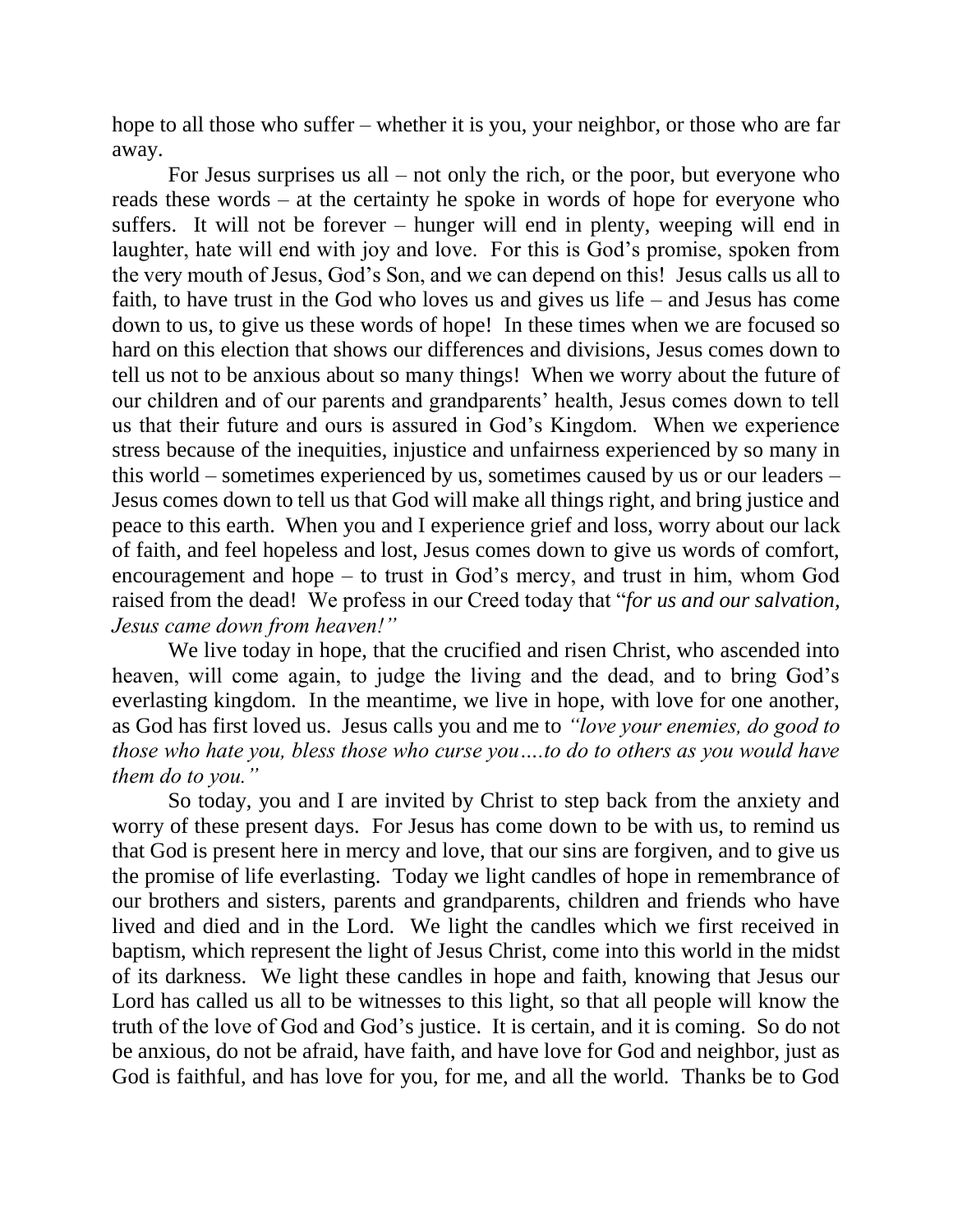hope to all those who suffer – whether it is you, your neighbor, or those who are far away.

For Jesus surprises us all – not only the rich, or the poor, but everyone who reads these words – at the certainty he spoke in words of hope for everyone who suffers. It will not be forever – hunger will end in plenty, weeping will end in laughter, hate will end with joy and love. For this is God's promise, spoken from the very mouth of Jesus, God's Son, and we can depend on this! Jesus calls us all to faith, to have trust in the God who loves us and gives us life – and Jesus has come down to us, to give us these words of hope! In these times when we are focused so hard on this election that shows our differences and divisions, Jesus comes down to tell us not to be anxious about so many things! When we worry about the future of our children and of our parents and grandparents' health, Jesus comes down to tell us that their future and ours is assured in God's Kingdom. When we experience stress because of the inequities, injustice and unfairness experienced by so many in this world – sometimes experienced by us, sometimes caused by us or our leaders – Jesus comes down to tell us that God will make all things right, and bring justice and peace to this earth. When you and I experience grief and loss, worry about our lack of faith, and feel hopeless and lost, Jesus comes down to give us words of comfort, encouragement and hope – to trust in God's mercy, and trust in him, whom God raised from the dead! We profess in our Creed today that "*for us and our salvation, Jesus came down from heaven!"*

We live today in hope, that the crucified and risen Christ, who ascended into heaven, will come again, to judge the living and the dead, and to bring God's everlasting kingdom. In the meantime, we live in hope, with love for one another, as God has first loved us. Jesus calls you and me to *"love your enemies, do good to those who hate you, bless those who curse you….to do to others as you would have them do to you."*

So today, you and I are invited by Christ to step back from the anxiety and worry of these present days. For Jesus has come down to be with us, to remind us that God is present here in mercy and love, that our sins are forgiven, and to give us the promise of life everlasting. Today we light candles of hope in remembrance of our brothers and sisters, parents and grandparents, children and friends who have lived and died and in the Lord. We light the candles which we first received in baptism, which represent the light of Jesus Christ, come into this world in the midst of its darkness. We light these candles in hope and faith, knowing that Jesus our Lord has called us all to be witnesses to this light, so that all people will know the truth of the love of God and God's justice. It is certain, and it is coming. So do not be anxious, do not be afraid, have faith, and have love for God and neighbor, just as God is faithful, and has love for you, for me, and all the world. Thanks be to God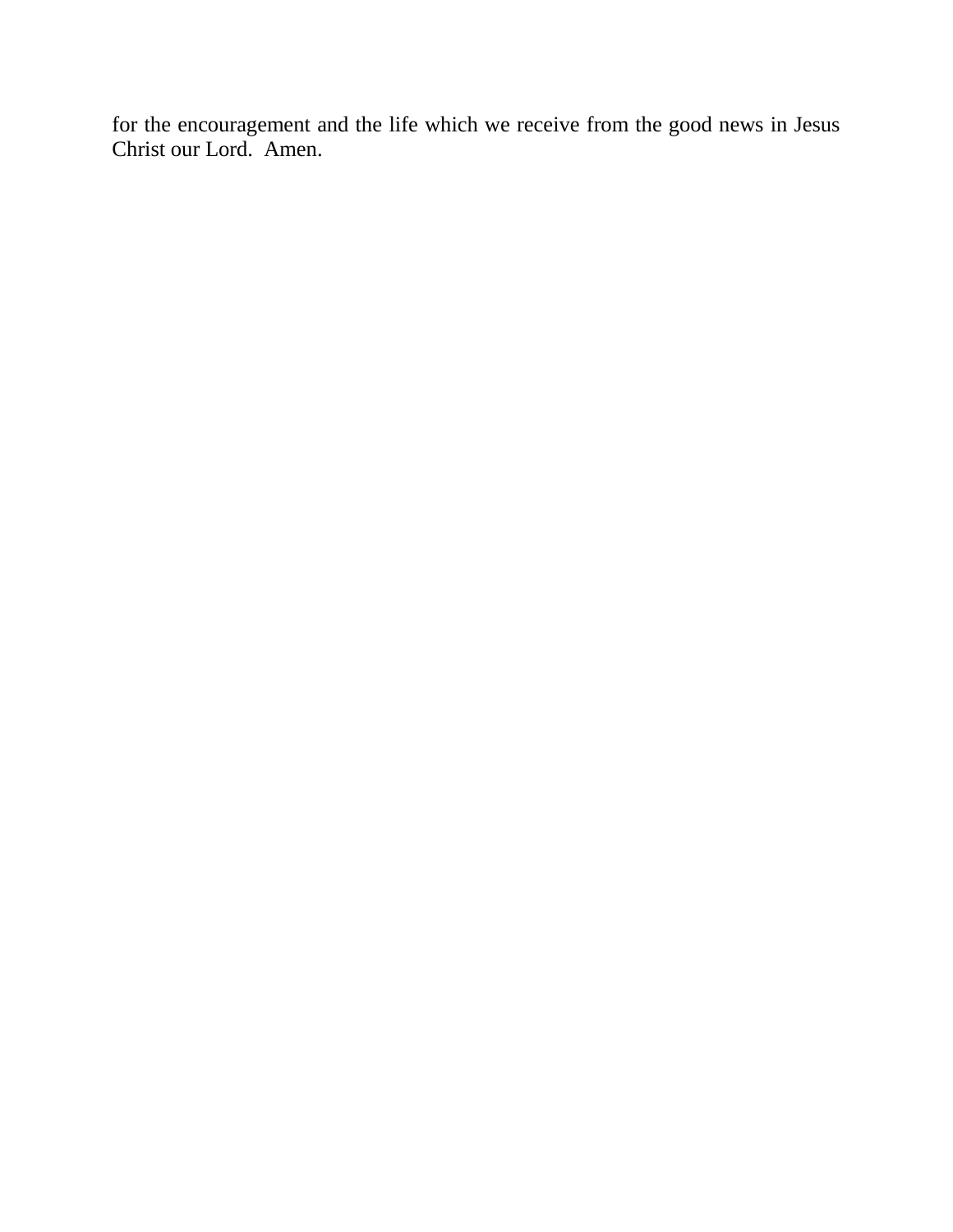for the encouragement and the life which we receive from the good news in Jesus Christ our Lord.  Amen.